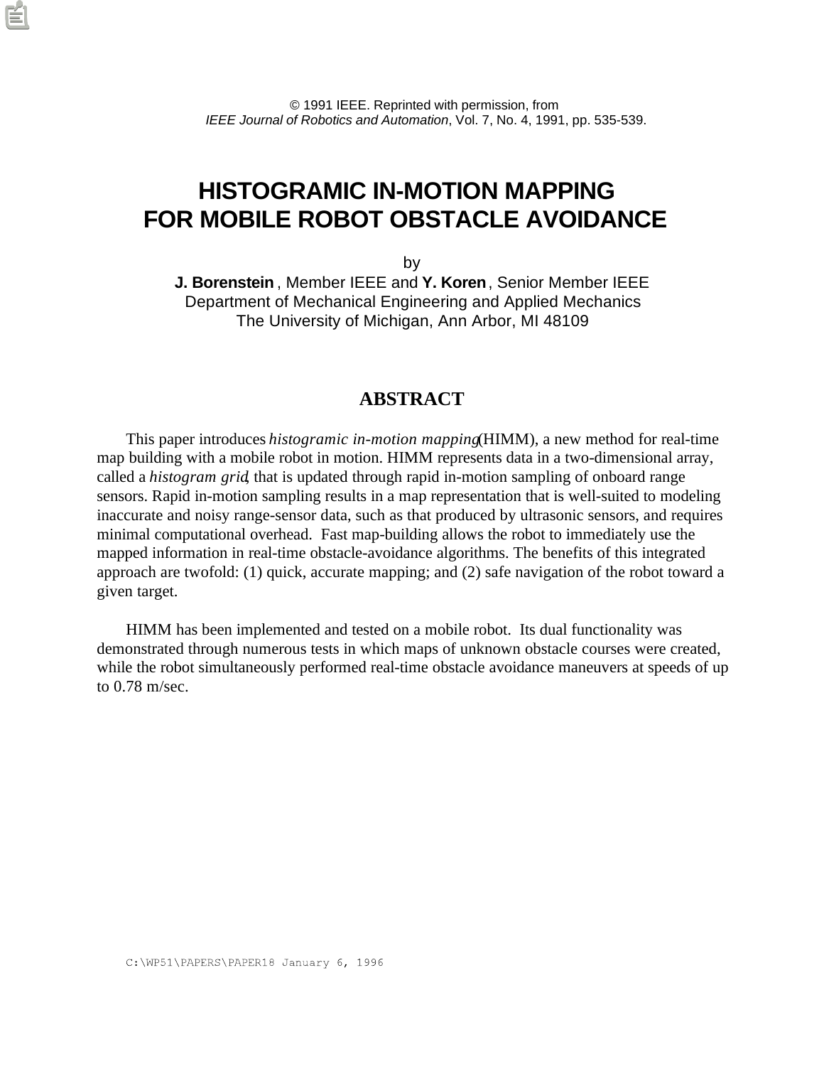© 1991 IEEE. Reprinted with permission, from
*IEEE Journal of Robotics and Automation*, Vol. 7, No. 4, 1991, pp. 535-539.

# HISTOGRAMIC IN-MOTION MAPPING FOR MOBILE ROBOT OBSTACLE AVOIDANCE

by

**J. Borenstein**, Member IEEE and **Y. Koren**, Senior Member IEEE
Department of Mechanical Engineering and Applied Mechanics
The University of Michigan, Ann Arbor, MI 48109

## ABSTRACT

This paper introduces *histogramic in-motion mapping* (HIMM), a new method for real-time map building with a mobile robot in motion. HIMM represents data in a two-dimensional array, called a *histogram grid*, that is updated through rapid in-motion sampling of onboard range sensors. Rapid in-motion sampling results in a map representation that is well-suited to modeling inaccurate and noisy range-sensor data, such as that produced by ultrasonic sensors, and requires minimal computational overhead. Fast map-building allows the robot to immediately use the mapped information in real-time obstacle-avoidance algorithms. The benefits of this integrated approach are twofold: (1) quick, accurate mapping; and (2) safe navigation of the robot toward a given target.

HIMM has been implemented and tested on a mobile robot. Its dual functionality was demonstrated through numerous tests in which maps of unknown obstacle courses were created, while the robot simultaneously performed real-time obstacle avoidance maneuvers at speeds of up to 0.78 m/sec.

C:\WP51\PAPERS\PAPER18 January 6, 1996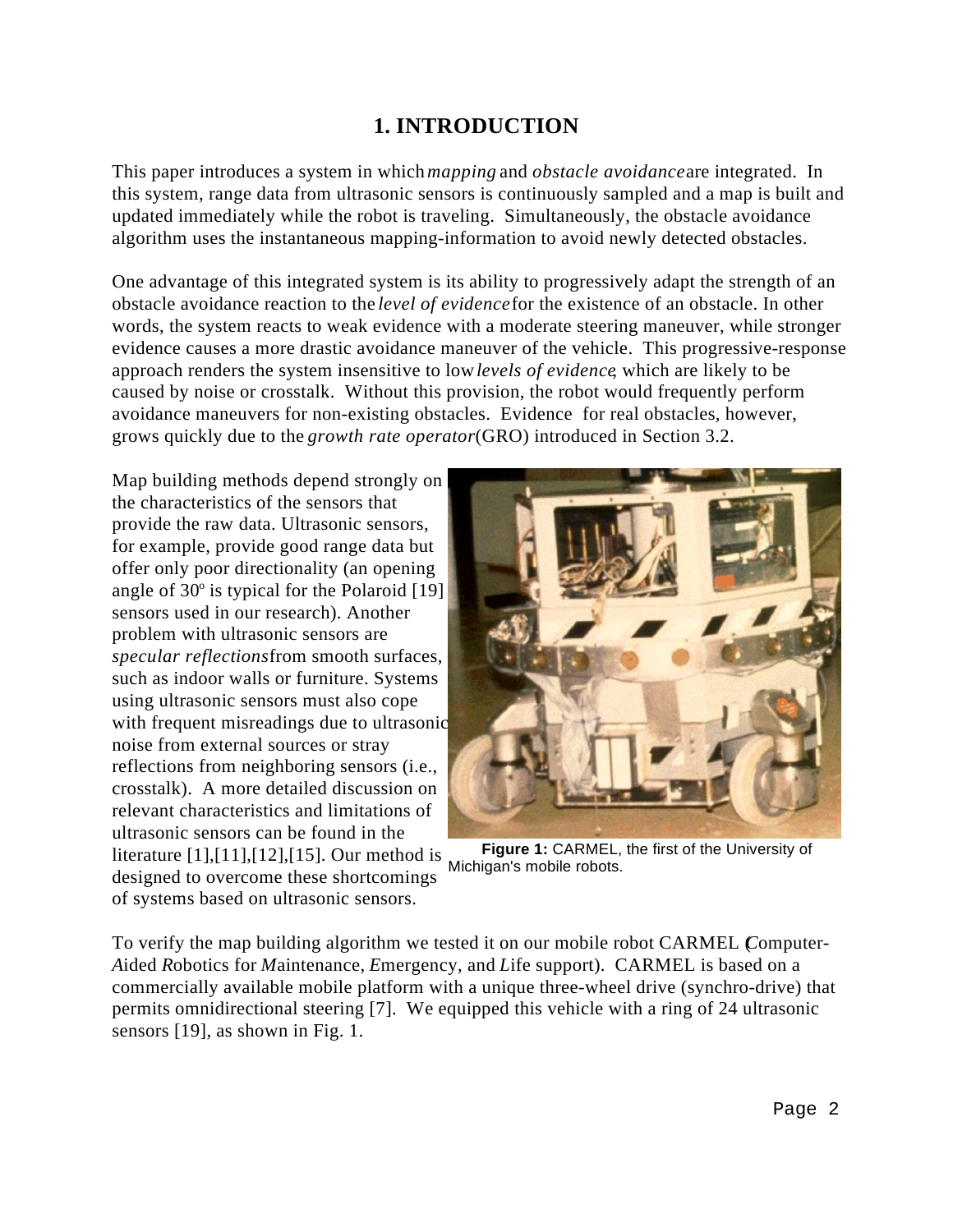# 1. INTRODUCTION

This paper introduces a system in which *mapping* and *obstacle avoidance* are integrated. In this system, range data from ultrasonic sensors is continuously sampled and a map is built and updated immediately while the robot is traveling. Simultaneously, the obstacle avoidance algorithm uses the instantaneous mapping-information to avoid newly detected obstacles.

One advantage of this integrated system is its ability to progressively adapt the strength of an obstacle avoidance reaction to the *level of evidence* for the existence of an obstacle. In other words, the system reacts to weak evidence with a moderate steering maneuver, while stronger evidence causes a more drastic avoidance maneuver of the vehicle. This progressive-response approach renders the system insensitive to low *levels of evidence*, which are likely to be caused by noise or crosstalk. Without this provision, the robot would frequently perform avoidance maneuvers for non-existing obstacles. Evidence for real obstacles, however, grows quickly due to the *growth rate operator* (GRO) introduced in Section 3.2.

Map building methods depend strongly on the characteristics of the sensors that provide the raw data. Ultrasonic sensors, for example, provide good range data but offer only poor directionality (an opening angle of $30^{o}$ is typical for the Polaroid [19] sensors used in our research). Another problem with ultrasonic sensors are *specular reflections* from smooth surfaces, such as indoor walls or furniture. Systems using ultrasonic sensors must also cope with frequent misreadings due to ultrasonic noise from external sources or stray reflections from neighboring sensors (i.e., crosstalk). A more detailed discussion on relevant characteristics and limitations of ultrasonic sensors can be found in the literature [1],[11],[12],[15]. Our method is designed to overcome these shortcomings of systems based on ultrasonic sensors.

**Figure 1:** CARMEL, the first of the University of Michigan's mobile robots.

To verify the map building algorithm we tested it on our mobile robot CARMEL (*C*omputer-*A*ided *R*obotics for *M*aintenance, *E*mergency, and *L*ife support). CARMEL is based on a commercially available mobile platform with a unique three-wheel drive (synchro-drive) that permits omnidirectional steering [7]. We equipped this vehicle with a ring of 24 ultrasonic sensors [19], as shown in Fig. 1.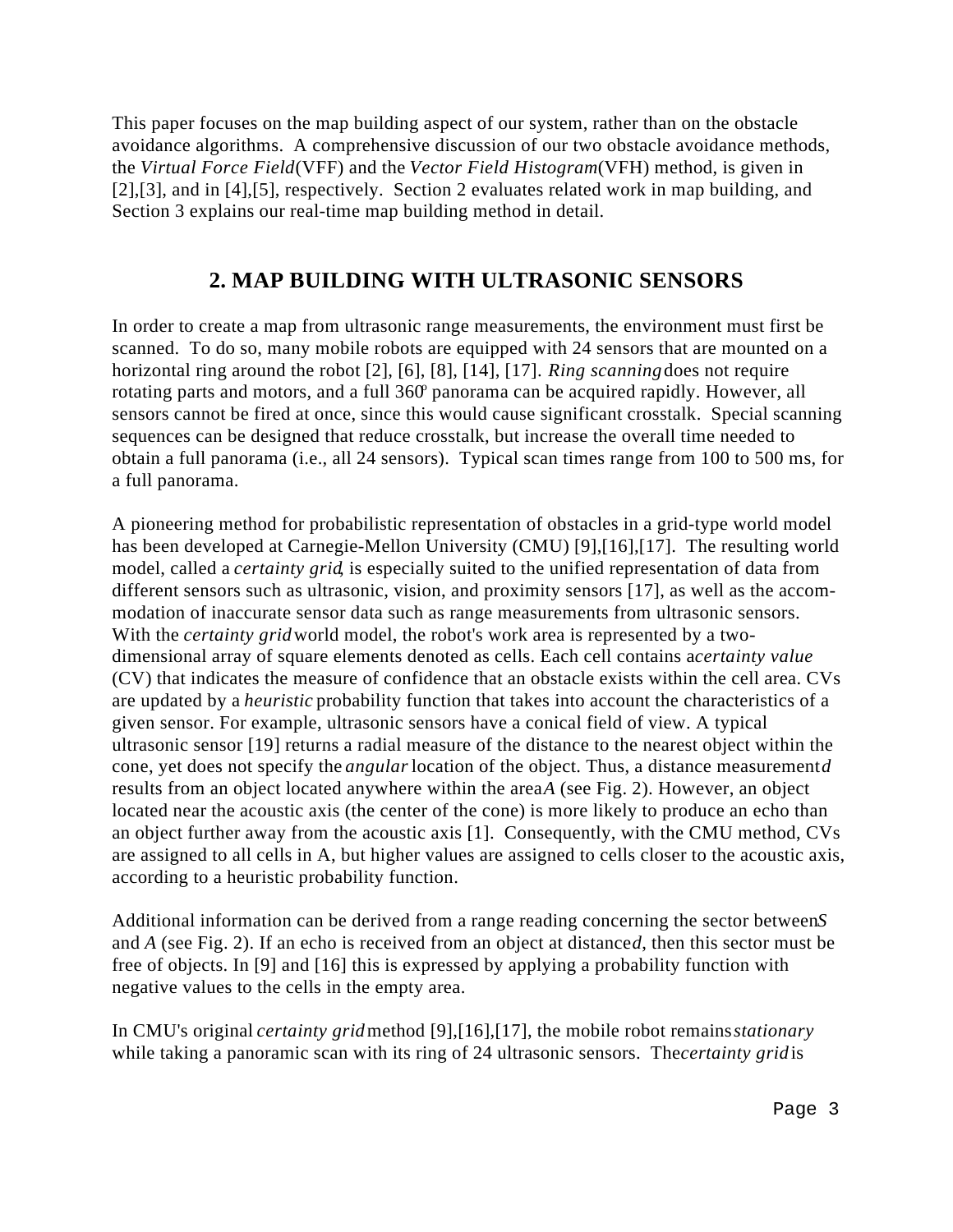This paper focuses on the map building aspect of our system, rather than on the obstacle avoidance algorithms. A comprehensive discussion of our two obstacle avoidance methods, the *Virtual Force Field* (VFF) and the *Vector Field Histogram* (VFH) method, is given in [2],[3], and in [4],[5], respectively. Section 2 evaluates related work in map building, and Section 3 explains our real-time map building method in detail.

## 2. MAP BUILDING WITH ULTRASONIC SENSORS

In order to create a map from ultrasonic range measurements, the environment must first be scanned. To do so, many mobile robots are equipped with 24 sensors that are mounted on a horizontal ring around the robot [2], [6], [8], [14], [17]. *Ring scanning* does not require rotating parts and motors, and a full 360° panorama can be acquired rapidly. However, all sensors cannot be fired at once, since this would cause significant crosstalk. Special scanning sequences can be designed that reduce crosstalk, but increase the overall time needed to obtain a full panorama (i.e., all 24 sensors). Typical scan times range from 100 to 500 ms, for a full panorama.

A pioneering method for probabilistic representation of obstacles in a grid-type world model has been developed at Carnegie-Mellon University (CMU) [9],[16],[17]. The resulting world model, called a *certainty grid*, is especially suited to the unified representation of data from different sensors such as ultrasonic, vision, and proximity sensors [17], as well as the accommodation of inaccurate sensor data such as range measurements from ultrasonic sensors. With the *certainty grid* world model, the robot's work area is represented by a two-dimensional array of square elements denoted as cells. Each cell contains a *certainty value* (CV) that indicates the measure of confidence that an obstacle exists within the cell area. CVs are updated by a *heuristic* probability function that takes into account the characteristics of a given sensor. For example, ultrasonic sensors have a conical field of view. A typical ultrasonic sensor [19] returns a radial measure of the distance to the nearest object within the cone, yet does not specify the *angular* location of the object. Thus, a distance measurement *d* results from an object located anywhere within the area *A* (see Fig. 2). However, an object located near the acoustic axis (the center of the cone) is more likely to produce an echo than an object further away from the acoustic axis [1]. Consequently, with the CMU method, CVs are assigned to all cells in A, but higher values are assigned to cells closer to the acoustic axis, according to a heuristic probability function.

Additional information can be derived from a range reading concerning the sector between *S* and *A* (see Fig. 2). If an echo is received from an object at distance *d*, then this sector must be free of objects. In [9] and [16] this is expressed by applying a probability function with negative values to the cells in the empty area.

In CMU's original *certainty grid* method [9],[16],[17], the mobile robot remains *stationary* while taking a panoramic scan with its ring of 24 ultrasonic sensors. The *certainty grid* is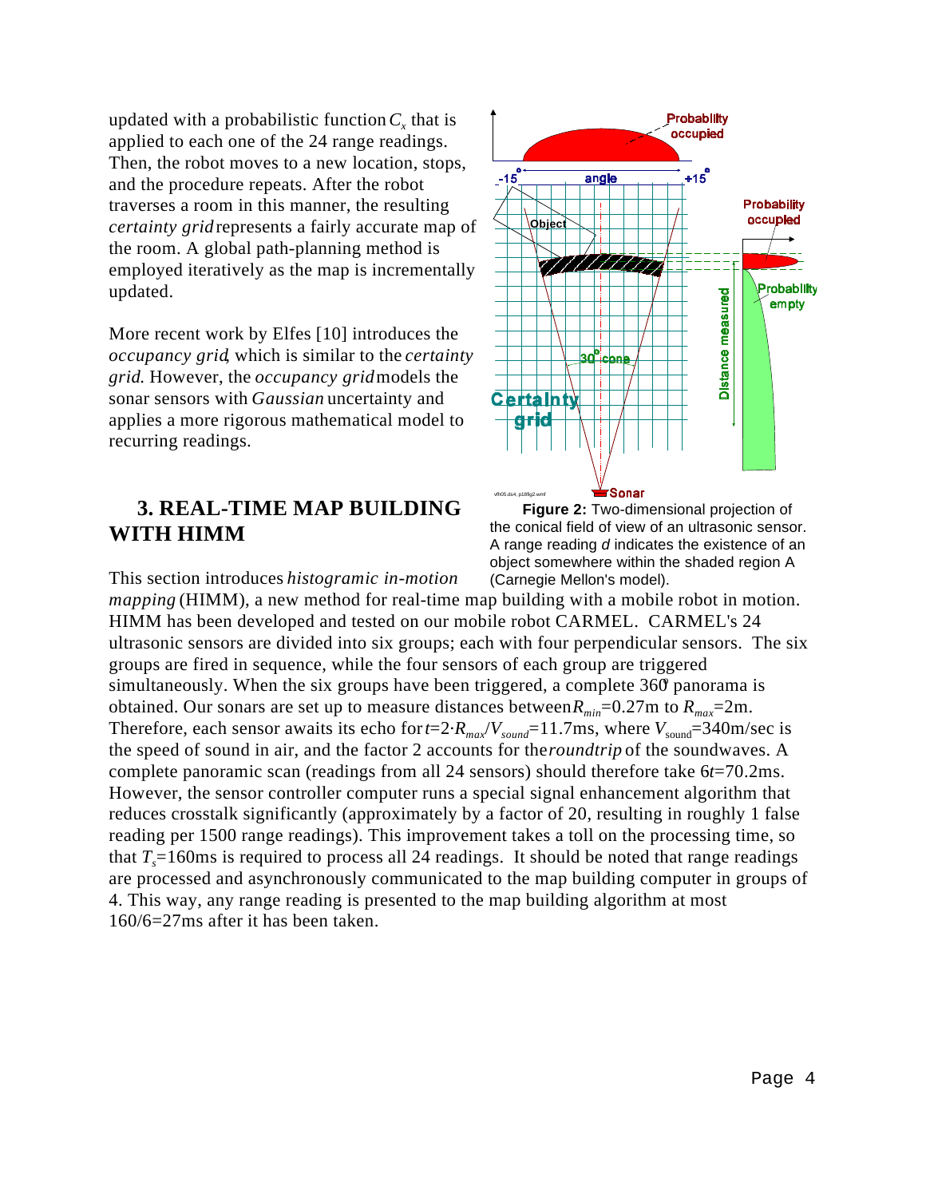updated with a probabilistic function $C_x$ that is applied to each one of the 24 range readings. Then, the robot moves to a new location, stops, and the procedure repeats. After the robot traverses a room in this manner, the resulting *certainty grid* represents a fairly accurate map of the room. A global path-planning method is employed iteratively as the map is incrementally updated.

More recent work by Elfes [10] introduces the *occupancy grid*, which is similar to the *certainty grid*. However, the *occupancy grid* models the sonar sensors with *Gaussian* uncertainty and applies a more rigorous mathematical model to recurring readings.

**Figure 2:** Two-dimensional projection of the conical field of view of an ultrasonic sensor. A range reading *d* indicates the existence of an object somewhere within the shaded region A (Carnegie Mellon's model).

## 3. REAL-TIME MAP BUILDING WITH HIMM

This section introduces *histogramic in-motion mapping* (HIMM), a new method for real-time map building with a mobile robot in motion. HIMM has been developed and tested on our mobile robot CARMEL. CARMEL's 24 ultrasonic sensors are divided into six groups; each with four perpendicular sensors. The six groups are fired in sequence, while the four sensors of each group are triggered simultaneously. When the six groups have been triggered, a complete 360° panorama is obtained. Our sonars are set up to measure distances between $R_{min}$=0.27m to $R_{max}$=2m. Therefore, each sensor awaits its echo for $t=2 \cdot R_{max}/V_{sound}$=11.7ms, where $V_{sound}$=340m/sec is the speed of sound in air, and the factor 2 accounts for the *roundtrip* of the soundwaves. A complete panoramic scan (readings from all 24 sensors) should therefore take $6t$=70.2ms. However, the sensor controller computer runs a special signal enhancement algorithm that reduces crosstalk significantly (approximately by a factor of 20, resulting in roughly 1 false reading per 1500 range readings). This improvement takes a toll on the processing time, so that $T_s$=160ms is required to process all 24 readings. It should be noted that range readings are processed and asynchronously communicated to the map building computer in groups of 4. This way, any range reading is presented to the map building algorithm at most 160/6=27ms after it has been taken.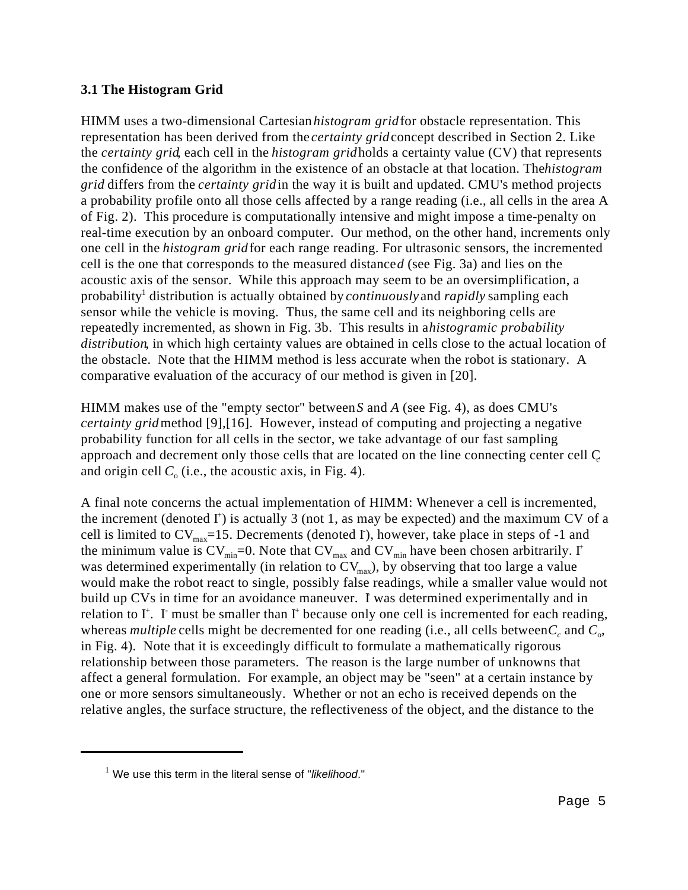### 3.1 The Histogram Grid

HIMM uses a two-dimensional Cartesian *histogram grid* for obstacle representation. This representation has been derived from the *certainty grid* concept described in Section 2. Like the *certainty grid*, each cell in the *histogram grid* holds a certainty value (CV) that represents the confidence of the algorithm in the existence of an obstacle at that location. The *histogram grid* differs from the *certainty grid* in the way it is built and updated. CMU's method projects a probability profile onto all those cells affected by a range reading (i.e., all cells in the area A of Fig. 2). This procedure is computationally intensive and might impose a time-penalty on real-time execution by an onboard computer. Our method, on the other hand, increments only one cell in the *histogram grid* for each range reading. For ultrasonic sensors, the incremented cell is the one that corresponds to the measured distance *d* (see Fig. 3a) and lies on the acoustic axis of the sensor. While this approach may seem to be an oversimplification, a probability[1] distribution is actually obtained by *continuously* and *rapidly* sampling each sensor while the vehicle is moving. Thus, the same cell and its neighboring cells are repeatedly incremented, as shown in Fig. 3b. This results in a *histogramic probability distribution*, in which high certainty values are obtained in cells close to the actual location of the obstacle. Note that the HIMM method is less accurate when the robot is stationary. A comparative evaluation of the accuracy of our method is given in [20].

HIMM makes use of the "empty sector" between *S* and *A* (see Fig. 4), as does CMU's *certainty grid* method [9],[16]. However, instead of computing and projecting a negative probability function for all cells in the sector, we take advantage of our fast sampling approach and decrement only those cells that are located on the line connecting center cell $C_c$ and origin cell $C_o$ (i.e., the acoustic axis, in Fig. 4).

A final note concerns the actual implementation of HIMM: Whenever a cell is incremented, the increment (denoted $I^+$) is actually 3 (not 1, as may be expected) and the maximum CV of a cell is limited to $CV_{max}=15$. Decrements (denoted $I^-$), however, take place in steps of -1 and the minimum value is $CV_{min}=0$. Note that $CV_{max}$ and $CV_{min}$ have been chosen arbitrarily. $I^+$ was determined experimentally (in relation to $CV_{max}$), by observing that too large a value would make the robot react to single, possibly false readings, while a smaller value would not build up CVs in time for an avoidance maneuver. $I^-$ was determined experimentally and in relation to $I^+$. $I^-$ must be smaller than $I^+$ because only one cell is incremented for each reading, whereas *multiple* cells might be decremented for one reading (i.e., all cells between $C_c$ and $C_o$, in Fig. 4). Note that it is exceedingly difficult to formulate a mathematically rigorous relationship between those parameters. The reason is the large number of unknowns that affect a general formulation. For example, an object may be "seen" at a certain instance by one or more sensors simultaneously. Whether or not an echo is received depends on the relative angles, the surface structure, the reflectiveness of the object, and the distance to the

---

[1] We use this term in the literal sense of "*likelihood*."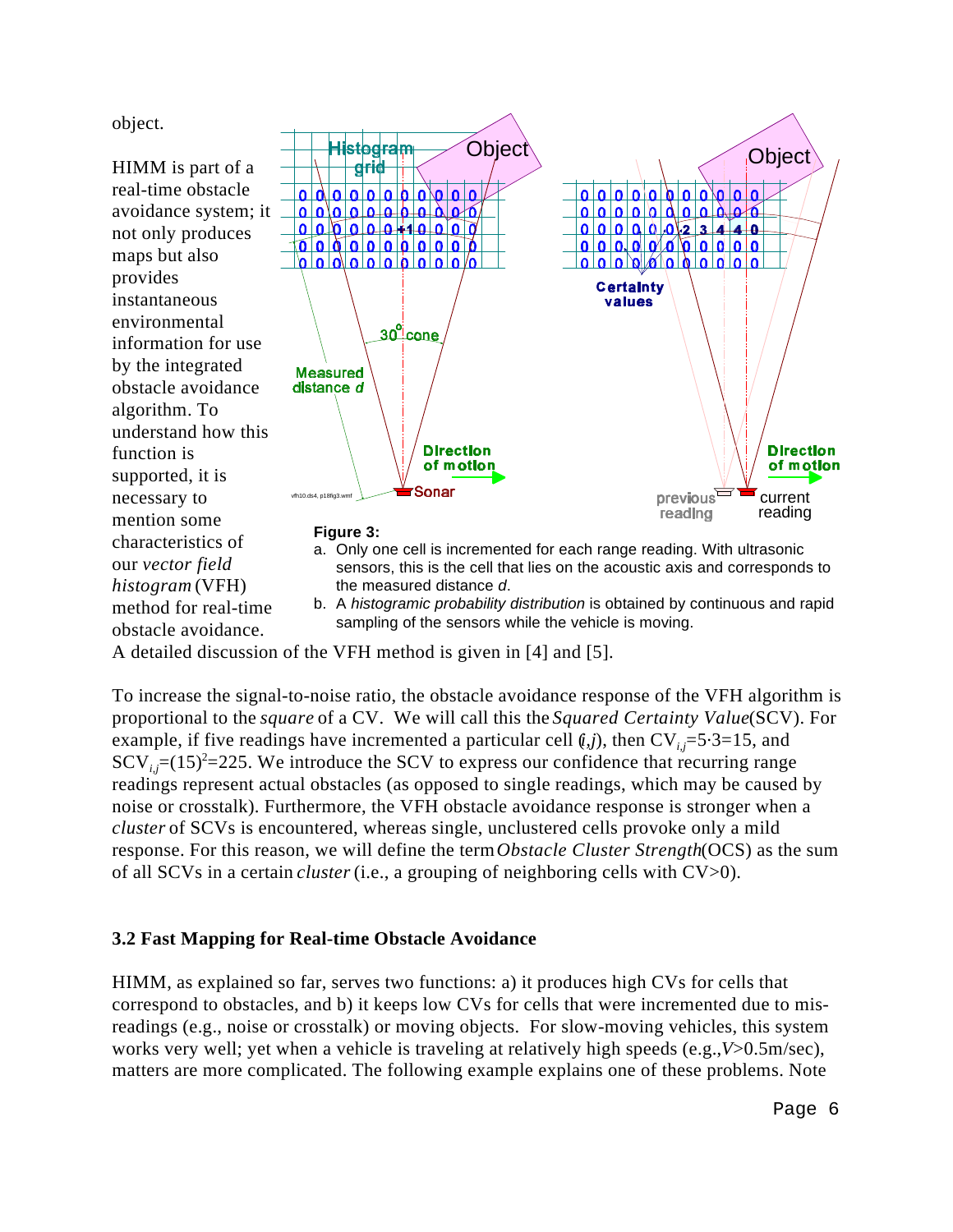object.

HIMM is part of a real-time obstacle avoidance system; it not only produces maps but also provides instantaneous environmental information for use by the integrated obstacle avoidance algorithm. To understand how this function is supported, it is necessary to mention some characteristics of our *vector field histogram* (VFH) method for real-time obstacle avoidance. A detailed discussion of the VFH method is given in [4] and [5].

**Figure 3:**

a. Only one cell is incremented for each range reading. With ultrasonic sensors, this is the cell that lies on the acoustic axis and corresponds to the measured distance *d*.

b. A *histogramic probability distribution* is obtained by continuous and rapid sampling of the sensors while the vehicle is moving.

To increase the signal-to-noise ratio, the obstacle avoidance response of the VFH algorithm is proportional to the *square* of a CV. We will call this the *Squared Certainty Value* (SCV). For example, if five readings have incremented a particular cell ($i,j$), then $CV_{i,j}=5 \cdot 3=15$, and $SCV_{i,j}=(15)^2=225$. We introduce the SCV to express our confidence that recurring range readings represent actual obstacles (as opposed to single readings, which may be caused by noise or crosstalk). Furthermore, the VFH obstacle avoidance response is stronger when a *cluster* of SCVs is encountered, whereas single, unclustered cells provoke only a mild response. For this reason, we will define the term *Obstacle Cluster Strength* (OCS) as the sum of all SCVs in a certain *cluster* (i.e., a grouping of neighboring cells with CV>0).

### 3.2 Fast Mapping for Real-time Obstacle Avoidance

HIMM, as explained so far, serves two functions: a) it produces high CVs for cells that correspond to obstacles, and b) it keeps low CVs for cells that were incremented due to mis-readings (e.g., noise or crosstalk) or moving objects. For slow-moving vehicles, this system works very well; yet when a vehicle is traveling at relatively high speeds (e.g., $V$>0.5m/sec), matters are more complicated. The following example explains one of these problems. Note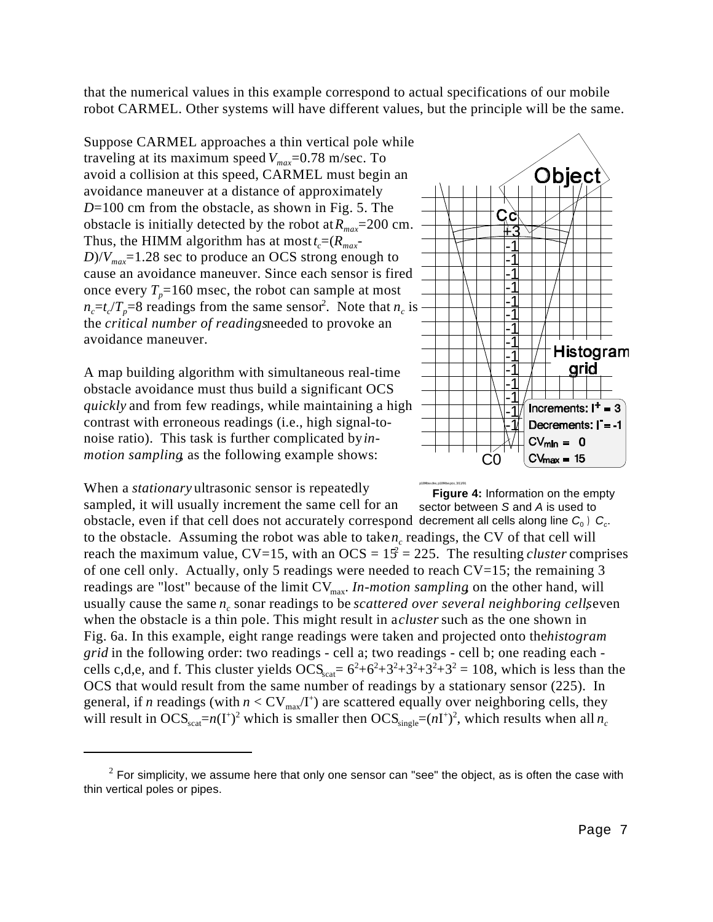that the numerical values in this example correspond to actual specifications of our mobile robot CARMEL. Other systems will have different values, but the principle will be the same.

Suppose CARMEL approaches a thin vertical pole while traveling at its maximum speed $V_{max}$=0.78 m/sec. To avoid a collision at this speed, CARMEL must begin an avoidance maneuver at a distance of approximately $D$=100 cm from the obstacle, as shown in Fig. 5. The obstacle is initially detected by the robot at $R_{max}$=200 cm. Thus, the HIMM algorithm has at most $t_c=(R_{max}-D)/V_{max}$=1.28 sec to produce an OCS strong enough to cause an avoidance maneuver. Since each sensor is fired once every $T_p$=160 msec, the robot can sample at most $n_c=t_c/T_p$=8 readings from the same sensor[2]. Note that $n_c$ is the *critical number of readings* needed to provoke an avoidance maneuver.

A map building algorithm with simultaneous real-time obstacle avoidance must thus build a significant OCS *quickly* and from few readings, while maintaining a high contrast with erroneous readings (i.e., high signal-to-noise ratio). This task is further complicated by *in-motion sampling*, as the following example shows:

**Figure 4:** Information on the empty sector between *S* and *A* is used to decrement all cells along line $C_0 \rightarrow C_c$.

When a *stationary* ultrasonic sensor is repeatedly sampled, it will usually increment the same cell for an obstacle, even if that cell does not accurately correspond to the obstacle. Assuming the robot was able to take $n_c$ readings, the CV of that cell will reach the maximum value, CV=15, with an OCS = $15^2$ = 225. The resulting *cluster* comprises of one cell only. Actually, only 5 readings were needed to reach CV=15; the remaining 3 readings are "lost" because of the limit $CV_{max}$. *In-motion sampling*, on the other hand, will usually cause the same $n_c$ sonar readings to be *scattered over several neighboring cells*, even when the obstacle is a thin pole. This might result in a *cluster* such as the one shown in Fig. 6a. In this example, eight range readings were taken and projected onto the *histogram grid* in the following order: two readings - cell a; two readings - cell b; one reading each - cells c,d,e, and f. This cluster yields $OCS_{scat}=6^2+6^2+3^2+3^2+3^2+3^2=108$, which is less than the OCS that would result from the same number of readings by a stationary sensor (225). In general, if $n$ readings (with $n < CV_{max}/I^+$) are scattered equally over neighboring cells, they will result in $OCS_{scat}=n(I^+)^2$ which is smaller then $OCS_{single}=(nI^+)^2$, which results when all $n_c$

---

[2] For simplicity, we assume here that only one sensor can "see" the object, as is often the case with thin vertical poles or pipes.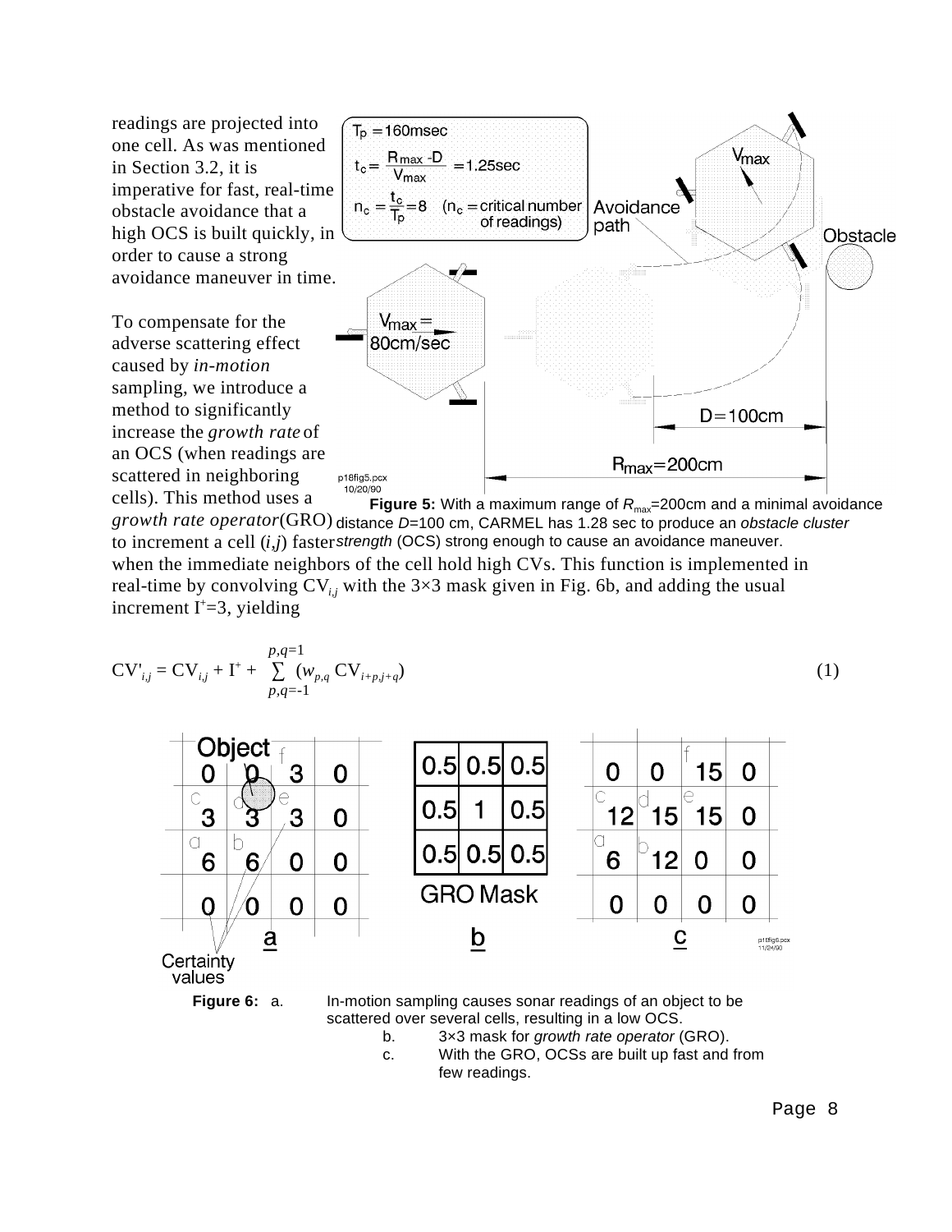readings are projected into one cell. As was mentioned in Section 3.2, it is imperative for fast, real-time obstacle avoidance that a high OCS is built quickly, in order to cause a strong avoidance maneuver in time.

To compensate for the adverse scattering effect caused by *in-motion* sampling, we introduce a method to significantly increase the *growth rate* of an OCS (when readings are scattered in neighboring cells). This method uses a *growth rate operator* (GRO) to increment a cell $(i,j)$ faster when the immediate neighbors of the cell hold high CVs. This function is implemented in real-time by convolving $CV_{i,j}$ with the 3×3 mask given in Fig. 6b, and adding the usual increment $I^+=3$, yielding

**Figure 5:** With a maximum range of $R_{max}$=200cm and a minimal avoidance distance $D$=100 cm, CARMEL has 1.28 sec to produce an *obstacle cluster strength* (OCS) strong enough to cause an avoidance maneuver.

$$CV'_{i,j} = CV_{i,j} + I^+ + \sum_{p,q=-1}^{p,q=1} (w_{p,q}\, CV_{i+p,j+q}) \tag{1}$$

**Figure 6:** a. In-motion sampling causes sonar readings of an object to be scattered over several cells, resulting in a low OCS.
b. 3×3 mask for *growth rate operator* (GRO).
c. With the GRO, OCSs are built up fast and from few readings.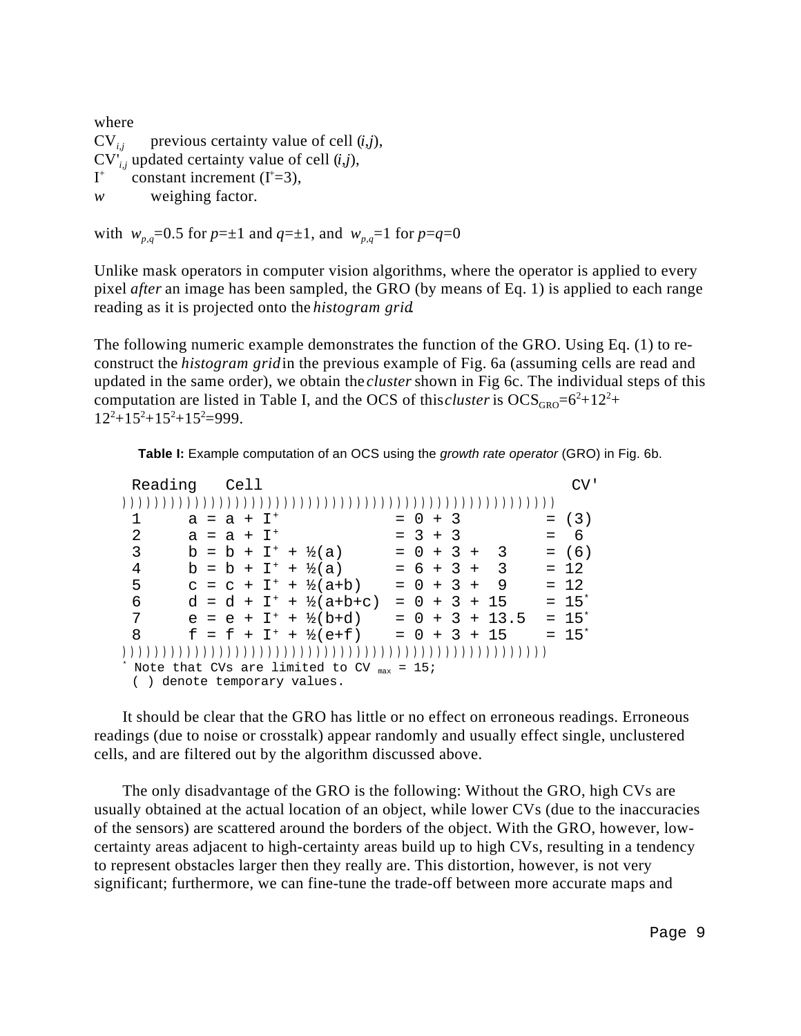where

$CV_{i,j}$ previous certainty value of cell ($i$,$j$),

$CV'_{i,j}$ updated certainty value of cell ($i$,$j$),

$I^+$ constant increment ($I^+$=3),

$w$ weighing factor.

with $w_{p,q}$=0.5 for $p$=±1 and $q$=±1, and $w_{p,q}$=1 for $p$=$q$=0

Unlike mask operators in computer vision algorithms, where the operator is applied to every pixel *after* an image has been sampled, the GRO (by means of Eq. 1) is applied to each range reading as it is projected onto the *histogram grid*.

The following numeric example demonstrates the function of the GRO. Using Eq. (1) to re-construct the *histogram grid* in the previous example of Fig. 6a (assuming cells are read and updated in the same order), we obtain the *cluster* shown in Fig 6c. The individual steps of this computation are listed in Table I, and the OCS of this *cluster* is $OCS_{GRO}$=$6^2$+$12^2$+$12^2$+$15^2$+$15^2$+$15^2$=999.

**Table I:** Example computation of an OCS using the *growth rate operator* (GRO) in Fig. 6b.

| Reading | Cell | | CV' |
|---|---|---|---|
| 1 | $a = a + I^+$ | = 0 + 3 | = (3) |
| 2 | $a = a + I^+$ | = 3 + 3 | = 6 |
| 3 | $b = b + I^+ + ½(a)$ | = 0 + 3 + 3 | = (6) |
| 4 | $b = b + I^+ + ½(a)$ | = 6 + 3 + 3 | = 12 |
| 5 | $c = c + I^+ + ½(a+b)$ | = 0 + 3 + 9 | = 12 |
| 6 | $d = d + I^+ + ½(a+b+c)$ | = 0 + 3 + 15 | = 15* |
| 7 | $e = e + I^+ + ½(b+d)$ | = 0 + 3 + 13.5 | = 15* |
| 8 | $f = f + I^+ + ½(e+f)$ | = 0 + 3 + 15 | = 15* |

\* Note that CVs are limited to $CV_{max}$ = 15;
( ) denote temporary values.

It should be clear that the GRO has little or no effect on erroneous readings. Erroneous readings (due to noise or crosstalk) appear randomly and usually effect single, unclustered cells, and are filtered out by the algorithm discussed above.

The only disadvantage of the GRO is the following: Without the GRO, high CVs are usually obtained at the actual location of an object, while lower CVs (due to the inaccuracies of the sensors) are scattered around the borders of the object. With the GRO, however, low-certainty areas adjacent to high-certainty areas build up to high CVs, resulting in a tendency to represent obstacles larger then they really are. This distortion, however, is not very significant; furthermore, we can fine-tune the trade-off between more accurate maps and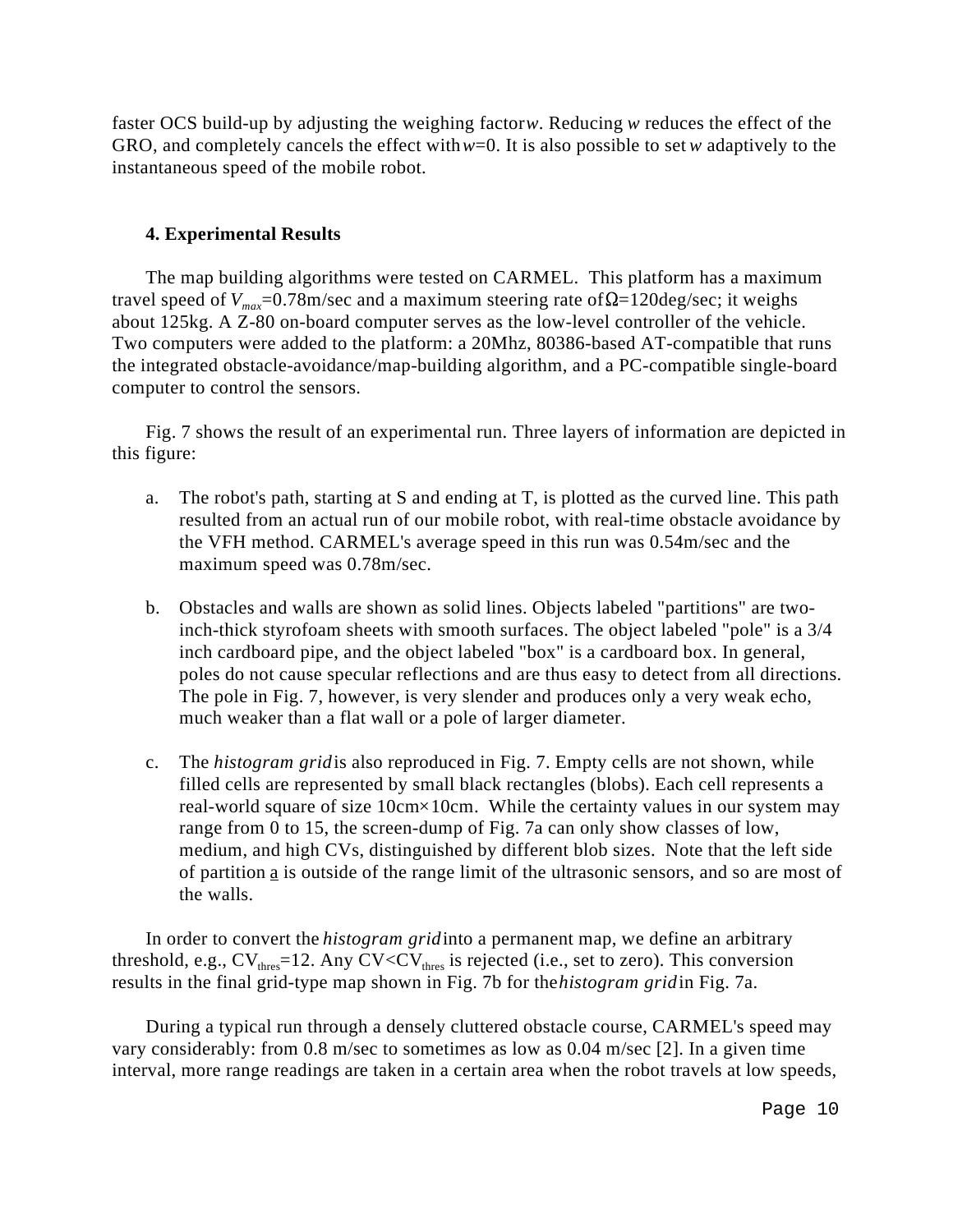faster OCS build-up by adjusting the weighing factor *w*. Reducing *w* reduces the effect of the GRO, and completely cancels the effect with *w*=0. It is also possible to set *w* adaptively to the instantaneous speed of the mobile robot.

## 4. Experimental Results

The map building algorithms were tested on CARMEL. This platform has a maximum travel speed of $V_{max}$=0.78m/sec and a maximum steering rate of $\Omega$=120deg/sec; it weighs about 125kg. A Z-80 on-board computer serves as the low-level controller of the vehicle. Two computers were added to the platform: a 20Mhz, 80386-based AT-compatible that runs the integrated obstacle-avoidance/map-building algorithm, and a PC-compatible single-board computer to control the sensors.

Fig. 7 shows the result of an experimental run. Three layers of information are depicted in this figure:

a. The robot's path, starting at S and ending at T, is plotted as the curved line. This path resulted from an actual run of our mobile robot, with real-time obstacle avoidance by the VFH method. CARMEL's average speed in this run was 0.54m/sec and the maximum speed was 0.78m/sec.

b. Obstacles and walls are shown as solid lines. Objects labeled "partitions" are two-inch-thick styrofoam sheets with smooth surfaces. The object labeled "pole" is a 3/4 inch cardboard pipe, and the object labeled "box" is a cardboard box. In general, poles do not cause specular reflections and are thus easy to detect from all directions. The pole in Fig. 7, however, is very slender and produces only a very weak echo, much weaker than a flat wall or a pole of larger diameter.

c. The *histogram grid* is also reproduced in Fig. 7. Empty cells are not shown, while filled cells are represented by small black rectangles (blobs). Each cell represents a real-world square of size 10cm×10cm. While the certainty values in our system may range from 0 to 15, the screen-dump of Fig. 7a can only show classes of low, medium, and high CVs, distinguished by different blob sizes. Note that the left side of partition a is outside of the range limit of the ultrasonic sensors, and so are most of the walls.

In order to convert the *histogram grid* into a permanent map, we define an arbitrary threshold, e.g., $CV_{thres}$=12. Any $CV<CV_{thres}$ is rejected (i.e., set to zero). This conversion results in the final grid-type map shown in Fig. 7b for the *histogram grid* in Fig. 7a.

During a typical run through a densely cluttered obstacle course, CARMEL's speed may vary considerably: from 0.8 m/sec to sometimes as low as 0.04 m/sec [2]. In a given time interval, more range readings are taken in a certain area when the robot travels at low speeds,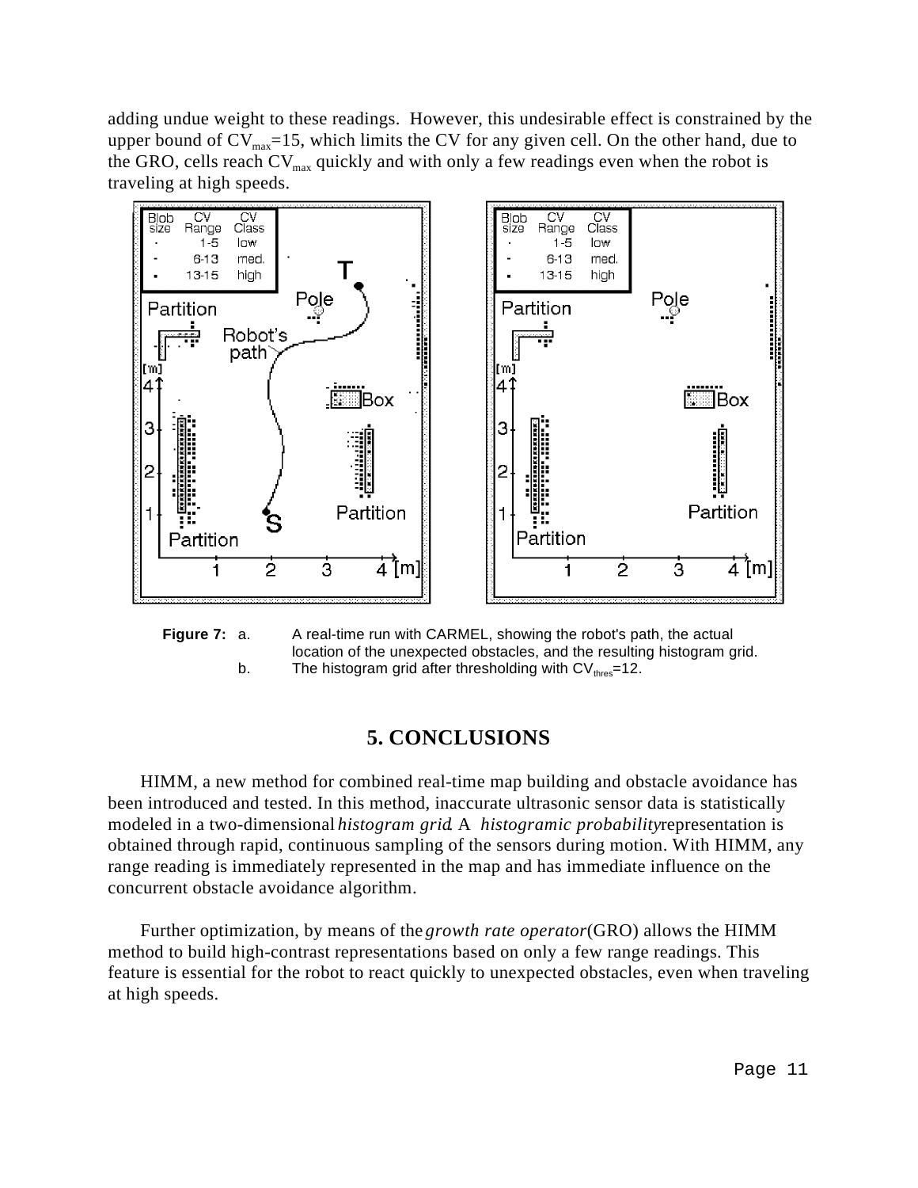adding undue weight to these readings. However, this undesirable effect is constrained by the upper bound of $CV_{max}$=15, which limits the CV for any given cell. On the other hand, due to the GRO, cells reach $CV_{max}$ quickly and with only a few readings even when the robot is traveling at high speeds.

**Figure 7:** a. A real-time run with CARMEL, showing the robot's path, the actual location of the unexpected obstacles, and the resulting histogram grid.
b. The histogram grid after thresholding with $CV_{thres}$=12.

# 5. CONCLUSIONS

HIMM, a new method for combined real-time map building and obstacle avoidance has been introduced and tested. In this method, inaccurate ultrasonic sensor data is statistically modeled in a two-dimensional *histogram grid*. A *histogramic probability* representation is obtained through rapid, continuous sampling of the sensors during motion. With HIMM, any range reading is immediately represented in the map and has immediate influence on the concurrent obstacle avoidance algorithm.

Further optimization, by means of the *growth rate operator* (GRO) allows the HIMM method to build high-contrast representations based on only a few range readings. This feature is essential for the robot to react quickly to unexpected obstacles, even when traveling at high speeds.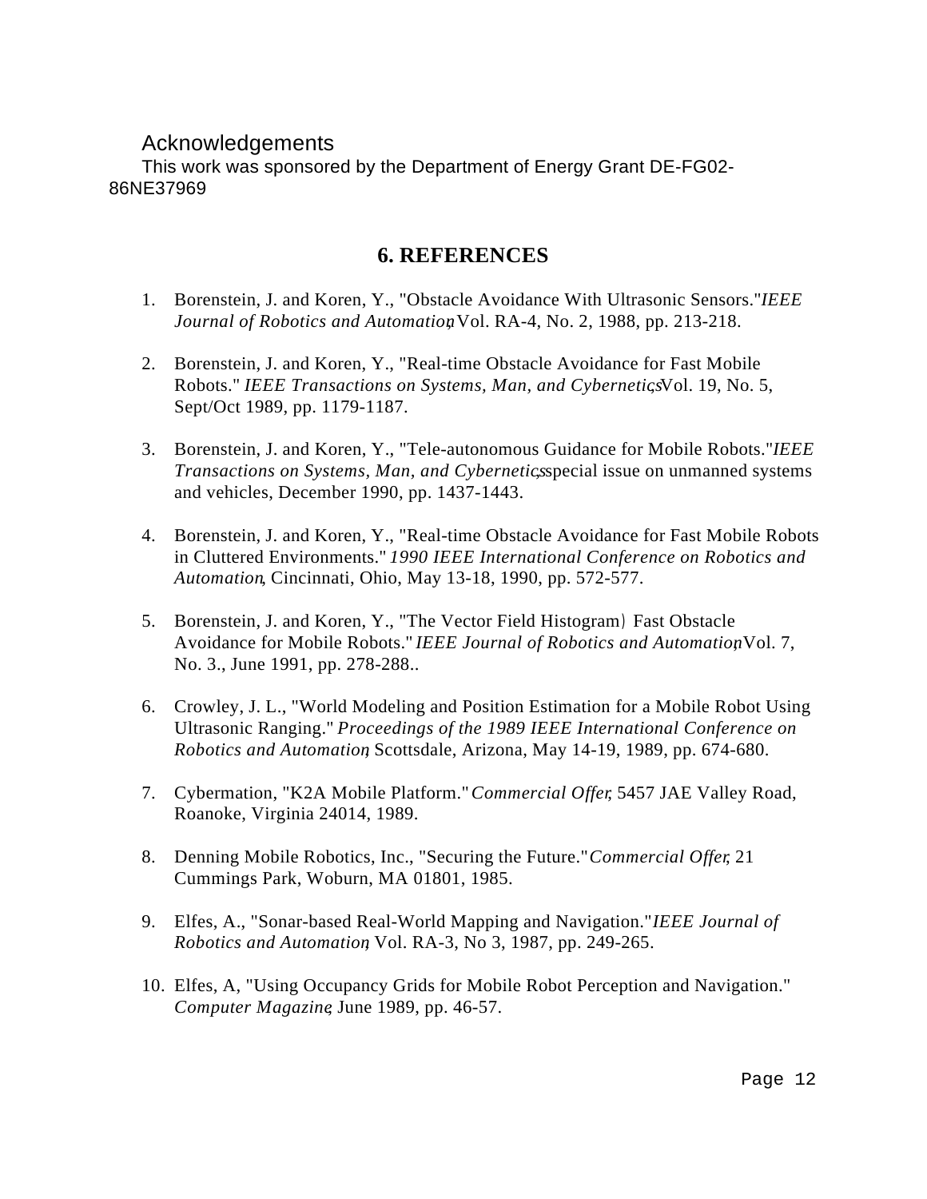## Acknowledgements

This work was sponsored by the Department of Energy Grant DE-FG02-86NE37969

## 6. REFERENCES

1. Borenstein, J. and Koren, Y., "Obstacle Avoidance With Ultrasonic Sensors." *IEEE Journal of Robotics and Automation*, Vol. RA-4, No. 2, 1988, pp. 213-218.

2. Borenstein, J. and Koren, Y., "Real-time Obstacle Avoidance for Fast Mobile Robots." *IEEE Transactions on Systems, Man, and Cybernetics*, Vol. 19, No. 5, Sept/Oct 1989, pp. 1179-1187.

3. Borenstein, J. and Koren, Y., "Tele-autonomous Guidance for Mobile Robots." *IEEE Transactions on Systems, Man, and Cybernetics*, special issue on unmanned systems and vehicles, December 1990, pp. 1437-1443.

4. Borenstein, J. and Koren, Y., "Real-time Obstacle Avoidance for Fast Mobile Robots in Cluttered Environments." *1990 IEEE International Conference on Robotics and Automation*, Cincinnati, Ohio, May 13-18, 1990, pp. 572-577.

5. Borenstein, J. and Koren, Y., "The Vector Field Histogram) Fast Obstacle Avoidance for Mobile Robots." *IEEE Journal of Robotics and Automation*, Vol. 7, No. 3., June 1991, pp. 278-288..

6. Crowley, J. L., "World Modeling and Position Estimation for a Mobile Robot Using Ultrasonic Ranging." *Proceedings of the 1989 IEEE International Conference on Robotics and Automation*, Scottsdale, Arizona, May 14-19, 1989, pp. 674-680.

7. Cybermation, "K2A Mobile Platform." *Commercial Offer*, 5457 JAE Valley Road, Roanoke, Virginia 24014, 1989.

8. Denning Mobile Robotics, Inc., "Securing the Future." *Commercial Offer*, 21 Cummings Park, Woburn, MA 01801, 1985.

9. Elfes, A., "Sonar-based Real-World Mapping and Navigation." *IEEE Journal of Robotics and Automation*, Vol. RA-3, No 3, 1987, pp. 249-265.

10. Elfes, A, "Using Occupancy Grids for Mobile Robot Perception and Navigation." *Computer Magazine*, June 1989, pp. 46-57.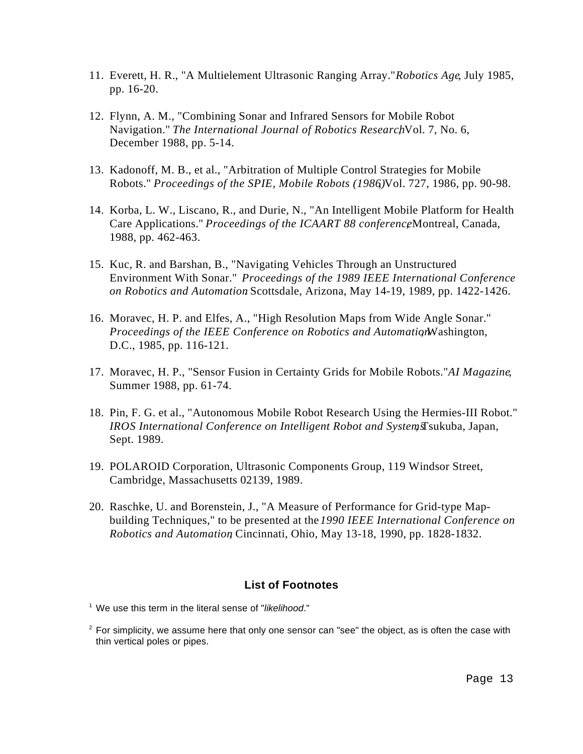11. Everett, H. R., "A Multielement Ultrasonic Ranging Array." *Robotics Age*, July 1985, pp. 16-20.

12. Flynn, A. M., "Combining Sonar and Infrared Sensors for Mobile Robot Navigation." *The International Journal of Robotics Research*, Vol. 7, No. 6, December 1988, pp. 5-14.

13. Kadonoff, M. B., et al., "Arbitration of Multiple Control Strategies for Mobile Robots." *Proceedings of the SPIE, Mobile Robots (1986)*, Vol. 727, 1986, pp. 90-98.

14. Korba, L. W., Liscano, R., and Durie, N., "An Intelligent Mobile Platform for Health Care Applications." *Proceedings of the ICAART 88 conference*, Montreal, Canada, 1988, pp. 462-463.

15. Kuc, R. and Barshan, B., "Navigating Vehicles Through an Unstructured Environment With Sonar." *Proceedings of the 1989 IEEE International Conference on Robotics and Automation*, Scottsdale, Arizona, May 14-19, 1989, pp. 1422-1426.

16. Moravec, H. P. and Elfes, A., "High Resolution Maps from Wide Angle Sonar." *Proceedings of the IEEE Conference on Robotics and Automation*, Washington, D.C., 1985, pp. 116-121.

17. Moravec, H. P., "Sensor Fusion in Certainty Grids for Mobile Robots." *AI Magazine*, Summer 1988, pp. 61-74.

18. Pin, F. G. et al., "Autonomous Mobile Robot Research Using the Hermies-III Robot." *IROS International Conference on Intelligent Robot and Systems*, Tsukuba, Japan, Sept. 1989.

19. POLAROID Corporation, Ultrasonic Components Group, 119 Windsor Street, Cambridge, Massachusetts 02139, 1989.

20. Raschke, U. and Borenstein, J., "A Measure of Performance for Grid-type Map-building Techniques," to be presented at the *1990 IEEE International Conference on Robotics and Automation*, Cincinnati, Ohio, May 13-18, 1990, pp. 1828-1832.

## List of Footnotes

[1] We use this term in the literal sense of "*likelihood*."

[2] For simplicity, we assume here that only one sensor can "see" the object, as is often the case with thin vertical poles or pipes.